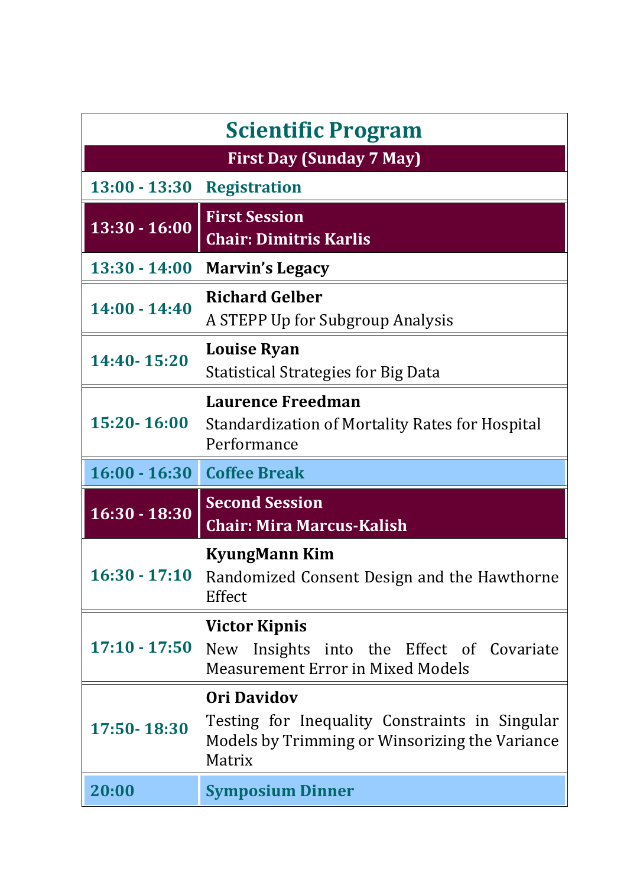# Scientific Program

| First Day (Sunday 7 May) | |
|---|---|
| 13:00 - 13:30 | **Registration** |
| **13:30 - 16:00** | **First Session**<br>**Chair: Dimitris Karlis** |
| 13:30 - 14:00 | **Marvin's Legacy** |
| 14:00 - 14:40 | **Richard Gelber**<br>A STEPP Up for Subgroup Analysis |
| 14:40- 15:20 | **Louise Ryan**<br>Statistical Strategies for Big Data |
| 15:20- 16:00 | **Laurence Freedman**<br>Standardization of Mortality Rates for Hospital Performance |
| 16:00 - 16:30 | **Coffee Break** |
| **16:30 - 18:30** | **Second Session**<br>**Chair: Mira Marcus-Kalish** |
| 16:30 - 17:10 | **KyungMann Kim**<br>Randomized Consent Design and the Hawthorne Effect |
| 17:10 - 17:50 | **Victor Kipnis**<br>New Insights into the Effect of Covariate Measurement Error in Mixed Models |
| 17:50- 18:30 | **Ori Davidov**<br>Testing for Inequality Constraints in Singular Models by Trimming or Winsorizing the Variance Matrix |
| 20:00 | **Symposium Dinner** |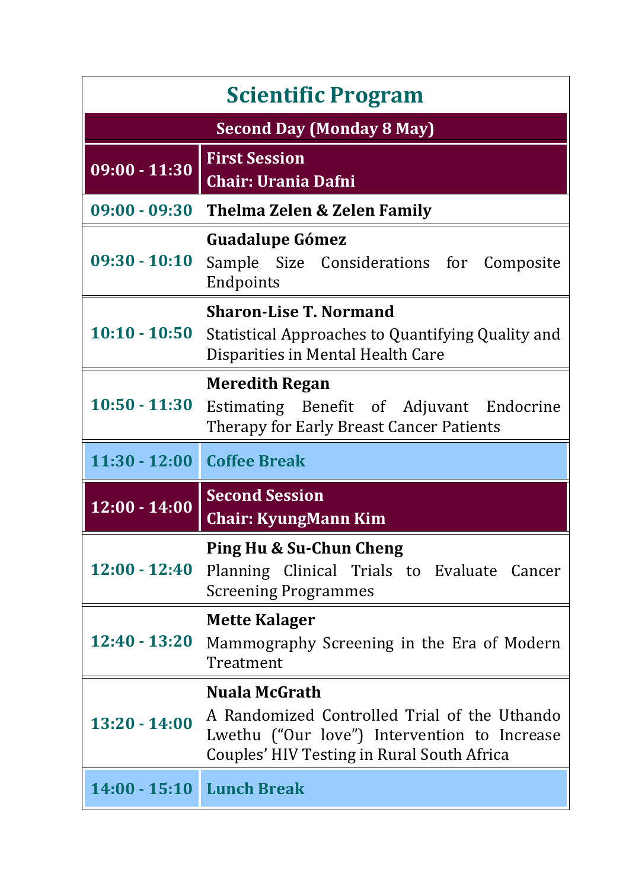# Scientific Program

| Second Day (Monday 8 May) | |
|---|---|
| **09:00 - 11:30** | **First Session**<br>**Chair: Urania Dafni** |
| **09:00 - 09:30** | **Thelma Zelen & Zelen Family** |
| **09:30 - 10:10** | **Guadalupe Gómez**<br>Sample Size Considerations for Composite Endpoints |
| **10:10 - 10:50** | **Sharon-Lise T. Normand**<br>Statistical Approaches to Quantifying Quality and Disparities in Mental Health Care |
| **10:50 - 11:30** | **Meredith Regan**<br>Estimating Benefit of Adjuvant Endocrine Therapy for Early Breast Cancer Patients |
| **11:30 - 12:00** | **Coffee Break** |
| **12:00 - 14:00** | **Second Session**<br>**Chair: KyungMann Kim** |
| **12:00 - 12:40** | **Ping Hu & Su-Chun Cheng**<br>Planning Clinical Trials to Evaluate Cancer Screening Programmes |
| **12:40 - 13:20** | **Mette Kalager**<br>Mammography Screening in the Era of Modern Treatment |
| **13:20 - 14:00** | **Nuala McGrath**<br>A Randomized Controlled Trial of the Uthando Lwethu ("Our love") Intervention to Increase Couples' HIV Testing in Rural South Africa |
| **14:00 - 15:10** | **Lunch Break** |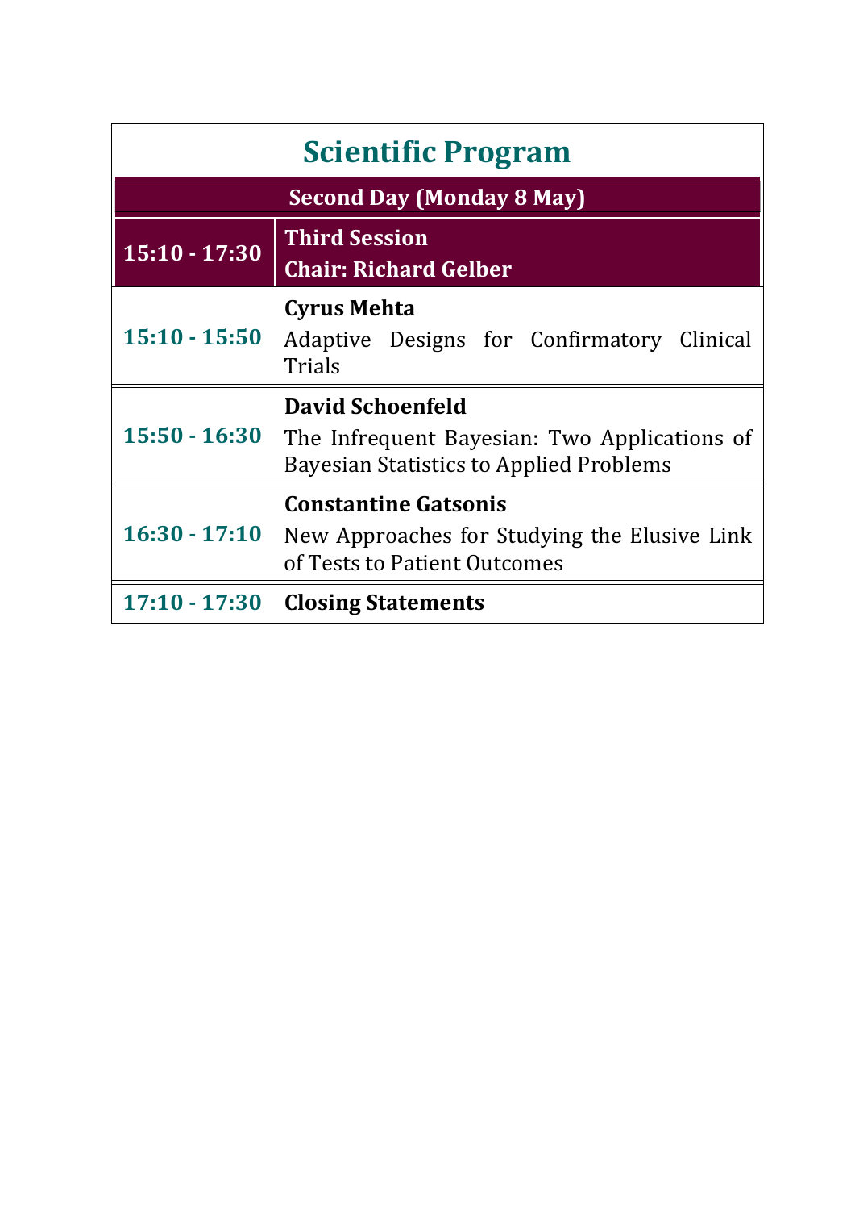# Scientific Program

| Second Day (Monday 8 May) | |
|---|---|
| **15:10 - 17:30** | **Third Session**<br>**Chair: Richard Gelber** |
| **15:10 - 15:50** | **Cyrus Mehta**<br>Adaptive Designs for Confirmatory Clinical Trials |
| **15:50 - 16:30** | **David Schoenfeld**<br>The Infrequent Bayesian: Two Applications of Bayesian Statistics to Applied Problems |
| **16:30 - 17:10** | **Constantine Gatsonis**<br>New Approaches for Studying the Elusive Link of Tests to Patient Outcomes |
| **17:10 - 17:30** | **Closing Statements** |